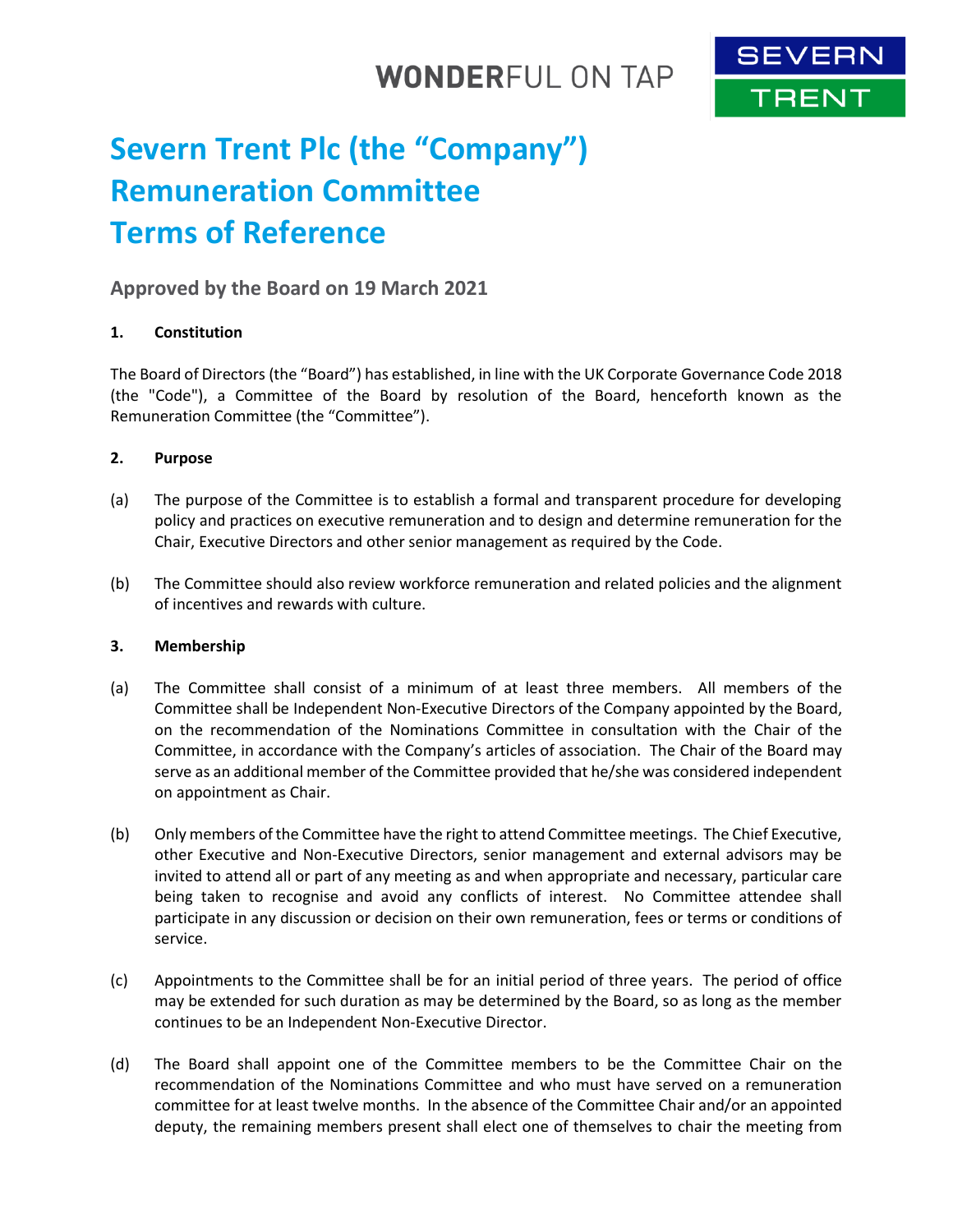# Severn Trent Plc (the "Company") Remuneration Committee Terms of Reference

## Approved by the Board on 19 March 2021

### 1. Constitution

The Board of Directors (the "Board") has established, in line with the UK Corporate Governance Code 2018 (the "Code"), a Committee of the Board by resolution of the Board, henceforth known as the Remuneration Committee (the "Committee").

### 2. Purpose

(a) The purpose of the Committee is to establish a formal and transparent procedure for developing policy and practices on executive remuneration and to design and determine remuneration for the Chair, Executive Directors and other senior management as required by the Code.

(b) The Committee should also review workforce remuneration and related policies and the alignment of incentives and rewards with culture.

### 3. Membership

(a) The Committee shall consist of a minimum of at least three members. All members of the Committee shall be Independent Non-Executive Directors of the Company appointed by the Board, on the recommendation of the Nominations Committee in consultation with the Chair of the Committee, in accordance with the Company's articles of association. The Chair of the Board may serve as an additional member of the Committee provided that he/she was considered independent on appointment as Chair.

(b) Only members of the Committee have the right to attend Committee meetings. The Chief Executive, other Executive and Non-Executive Directors, senior management and external advisors may be invited to attend all or part of any meeting as and when appropriate and necessary, particular care being taken to recognise and avoid any conflicts of interest. No Committee attendee shall participate in any discussion or decision on their own remuneration, fees or terms or conditions of service.

(c) Appointments to the Committee shall be for an initial period of three years. The period of office may be extended for such duration as may be determined by the Board, so as long as the member continues to be an Independent Non-Executive Director.

(d) The Board shall appoint one of the Committee members to be the Committee Chair on the recommendation of the Nominations Committee and who must have served on a remuneration committee for at least twelve months. In the absence of the Committee Chair and/or an appointed deputy, the remaining members present shall elect one of themselves to chair the meeting from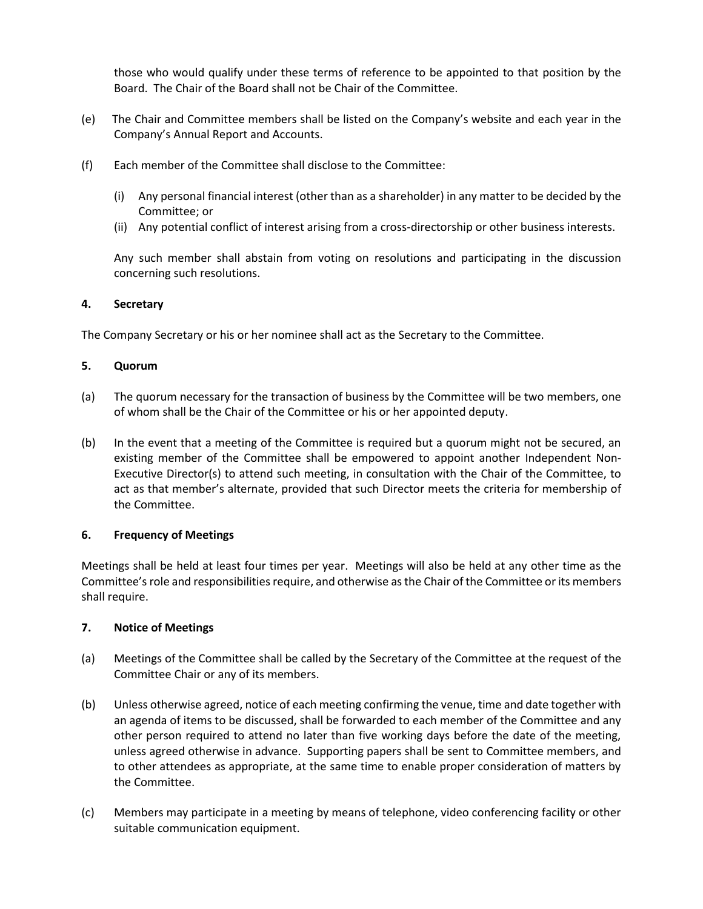those who would qualify under these terms of reference to be appointed to that position by the Board. The Chair of the Board shall not be Chair of the Committee.

(e) The Chair and Committee members shall be listed on the Company's website and each year in the Company's Annual Report and Accounts.

(f) Each member of the Committee shall disclose to the Committee:

   (i) Any personal financial interest (other than as a shareholder) in any matter to be decided by the Committee; or
   (ii) Any potential conflict of interest arising from a cross-directorship or other business interests.

   Any such member shall abstain from voting on resolutions and participating in the discussion concerning such resolutions.

**4. Secretary**

The Company Secretary or his or her nominee shall act as the Secretary to the Committee.

**5. Quorum**

(a) The quorum necessary for the transaction of business by the Committee will be two members, one of whom shall be the Chair of the Committee or his or her appointed deputy.

(b) In the event that a meeting of the Committee is required but a quorum might not be secured, an existing member of the Committee shall be empowered to appoint another Independent Non-Executive Director(s) to attend such meeting, in consultation with the Chair of the Committee, to act as that member's alternate, provided that such Director meets the criteria for membership of the Committee.

**6. Frequency of Meetings**

Meetings shall be held at least four times per year. Meetings will also be held at any other time as the Committee's role and responsibilities require, and otherwise as the Chair of the Committee or its members shall require.

**7. Notice of Meetings**

(a) Meetings of the Committee shall be called by the Secretary of the Committee at the request of the Committee Chair or any of its members.

(b) Unless otherwise agreed, notice of each meeting confirming the venue, time and date together with an agenda of items to be discussed, shall be forwarded to each member of the Committee and any other person required to attend no later than five working days before the date of the meeting, unless agreed otherwise in advance. Supporting papers shall be sent to Committee members, and to other attendees as appropriate, at the same time to enable proper consideration of matters by the Committee.

(c) Members may participate in a meeting by means of telephone, video conferencing facility or other suitable communication equipment.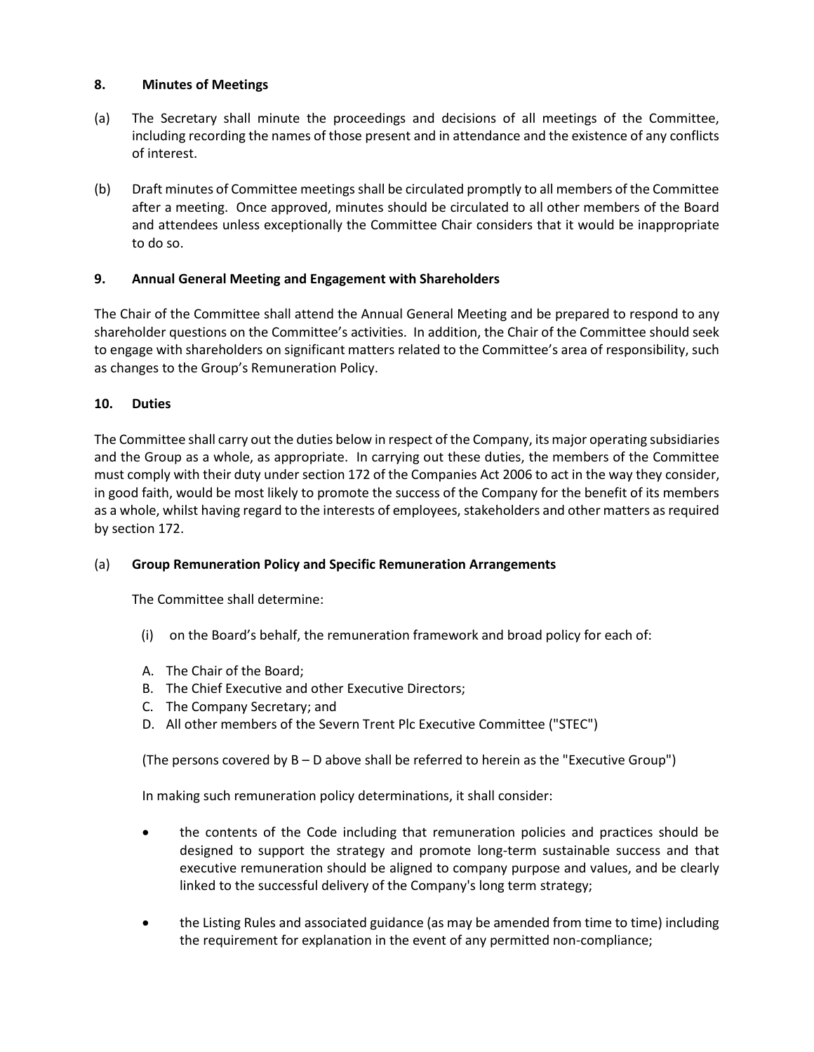## 8. Minutes of Meetings

(a) The Secretary shall minute the proceedings and decisions of all meetings of the Committee, including recording the names of those present and in attendance and the existence of any conflicts of interest.

(b) Draft minutes of Committee meetings shall be circulated promptly to all members of the Committee after a meeting. Once approved, minutes should be circulated to all other members of the Board and attendees unless exceptionally the Committee Chair considers that it would be inappropriate to do so.

## 9. Annual General Meeting and Engagement with Shareholders

The Chair of the Committee shall attend the Annual General Meeting and be prepared to respond to any shareholder questions on the Committee's activities. In addition, the Chair of the Committee should seek to engage with shareholders on significant matters related to the Committee's area of responsibility, such as changes to the Group's Remuneration Policy.

## 10. Duties

The Committee shall carry out the duties below in respect of the Company, its major operating subsidiaries and the Group as a whole, as appropriate. In carrying out these duties, the members of the Committee must comply with their duty under section 172 of the Companies Act 2006 to act in the way they consider, in good faith, would be most likely to promote the success of the Company for the benefit of its members as a whole, whilst having regard to the interests of employees, stakeholders and other matters as required by section 172.

### (a) Group Remuneration Policy and Specific Remuneration Arrangements

The Committee shall determine:

(i) on the Board's behalf, the remuneration framework and broad policy for each of:

A. The Chair of the Board;
B. The Chief Executive and other Executive Directors;
C. The Company Secretary; and
D. All other members of the Severn Trent Plc Executive Committee ("STEC")

(The persons covered by B – D above shall be referred to herein as the "Executive Group")

In making such remuneration policy determinations, it shall consider:

- the contents of the Code including that remuneration policies and practices should be designed to support the strategy and promote long-term sustainable success and that executive remuneration should be aligned to company purpose and values, and be clearly linked to the successful delivery of the Company's long term strategy;

- the Listing Rules and associated guidance (as may be amended from time to time) including the requirement for explanation in the event of any permitted non-compliance;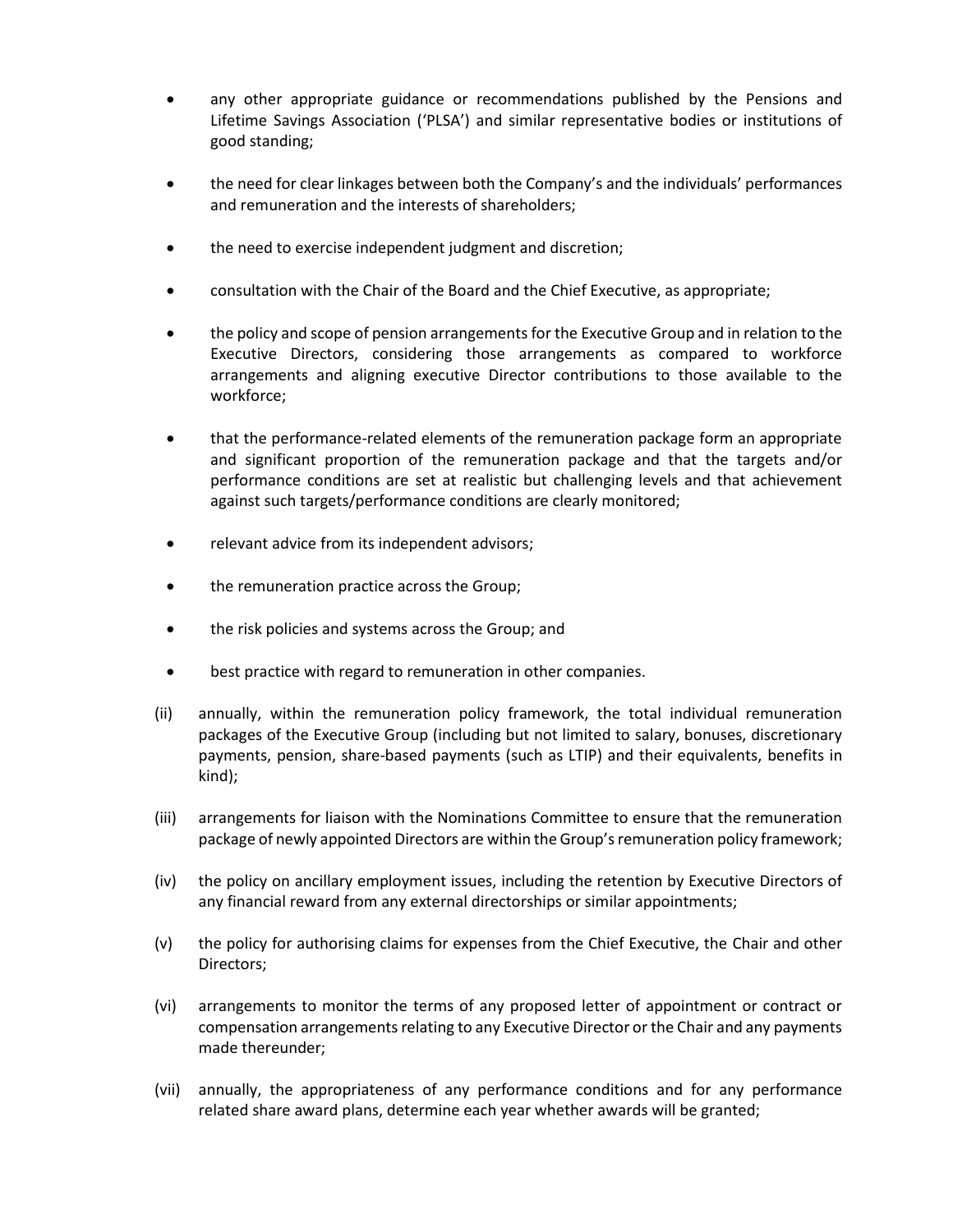- any other appropriate guidance or recommendations published by the Pensions and Lifetime Savings Association ('PLSA') and similar representative bodies or institutions of good standing;

- the need for clear linkages between both the Company's and the individuals' performances and remuneration and the interests of shareholders;

- the need to exercise independent judgment and discretion;

- consultation with the Chair of the Board and the Chief Executive, as appropriate;

- the policy and scope of pension arrangements for the Executive Group and in relation to the Executive Directors, considering those arrangements as compared to workforce arrangements and aligning executive Director contributions to those available to the workforce;

- that the performance-related elements of the remuneration package form an appropriate and significant proportion of the remuneration package and that the targets and/or performance conditions are set at realistic but challenging levels and that achievement against such targets/performance conditions are clearly monitored;

- relevant advice from its independent advisors;

- the remuneration practice across the Group;

- the risk policies and systems across the Group; and

- best practice with regard to remuneration in other companies.

(ii) annually, within the remuneration policy framework, the total individual remuneration packages of the Executive Group (including but not limited to salary, bonuses, discretionary payments, pension, share-based payments (such as LTIP) and their equivalents, benefits in kind);

(iii) arrangements for liaison with the Nominations Committee to ensure that the remuneration package of newly appointed Directors are within the Group's remuneration policy framework;

(iv) the policy on ancillary employment issues, including the retention by Executive Directors of any financial reward from any external directorships or similar appointments;

(v) the policy for authorising claims for expenses from the Chief Executive, the Chair and other Directors;

(vi) arrangements to monitor the terms of any proposed letter of appointment or contract or compensation arrangements relating to any Executive Director or the Chair and any payments made thereunder;

(vii) annually, the appropriateness of any performance conditions and for any performance related share award plans, determine each year whether awards will be granted;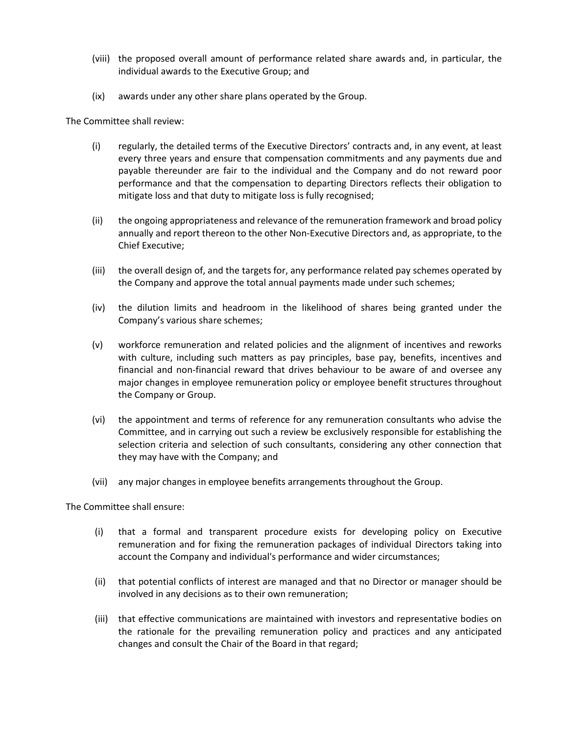(viii) the proposed overall amount of performance related share awards and, in particular, the individual awards to the Executive Group; and

(ix) awards under any other share plans operated by the Group.

The Committee shall review:

(i) regularly, the detailed terms of the Executive Directors' contracts and, in any event, at least every three years and ensure that compensation commitments and any payments due and payable thereunder are fair to the individual and the Company and do not reward poor performance and that the compensation to departing Directors reflects their obligation to mitigate loss and that duty to mitigate loss is fully recognised;

(ii) the ongoing appropriateness and relevance of the remuneration framework and broad policy annually and report thereon to the other Non-Executive Directors and, as appropriate, to the Chief Executive;

(iii) the overall design of, and the targets for, any performance related pay schemes operated by the Company and approve the total annual payments made under such schemes;

(iv) the dilution limits and headroom in the likelihood of shares being granted under the Company's various share schemes;

(v) workforce remuneration and related policies and the alignment of incentives and reworks with culture, including such matters as pay principles, base pay, benefits, incentives and financial and non-financial reward that drives behaviour to be aware of and oversee any major changes in employee remuneration policy or employee benefit structures throughout the Company or Group.

(vi) the appointment and terms of reference for any remuneration consultants who advise the Committee, and in carrying out such a review be exclusively responsible for establishing the selection criteria and selection of such consultants, considering any other connection that they may have with the Company; and

(vii) any major changes in employee benefits arrangements throughout the Group.

The Committee shall ensure:

(i) that a formal and transparent procedure exists for developing policy on Executive remuneration and for fixing the remuneration packages of individual Directors taking into account the Company and individual's performance and wider circumstances;

(ii) that potential conflicts of interest are managed and that no Director or manager should be involved in any decisions as to their own remuneration;

(iii) that effective communications are maintained with investors and representative bodies on the rationale for the prevailing remuneration policy and practices and any anticipated changes and consult the Chair of the Board in that regard;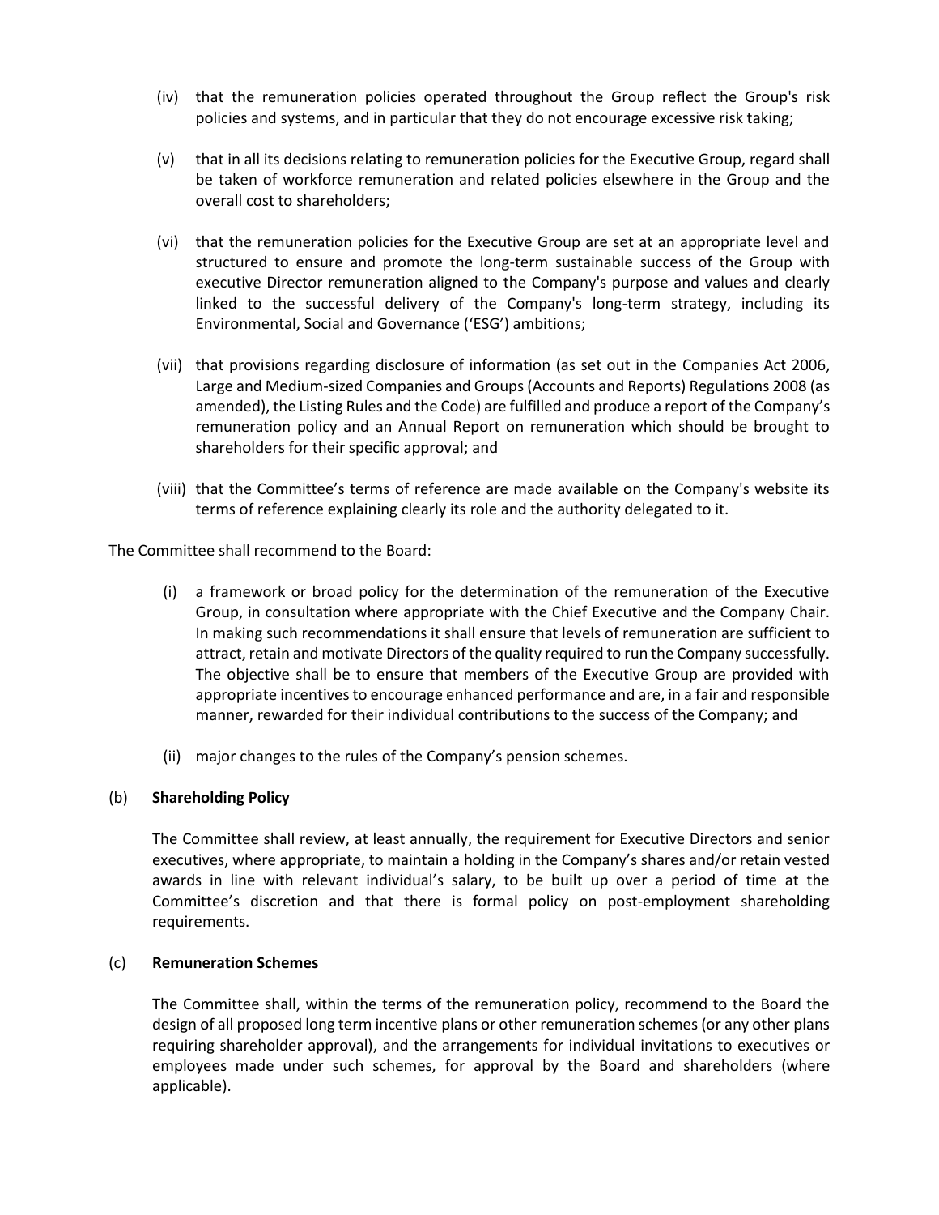(iv) that the remuneration policies operated throughout the Group reflect the Group's risk policies and systems, and in particular that they do not encourage excessive risk taking;

(v) that in all its decisions relating to remuneration policies for the Executive Group, regard shall be taken of workforce remuneration and related policies elsewhere in the Group and the overall cost to shareholders;

(vi) that the remuneration policies for the Executive Group are set at an appropriate level and structured to ensure and promote the long-term sustainable success of the Group with executive Director remuneration aligned to the Company's purpose and values and clearly linked to the successful delivery of the Company's long-term strategy, including its Environmental, Social and Governance ('ESG') ambitions;

(vii) that provisions regarding disclosure of information (as set out in the Companies Act 2006, Large and Medium-sized Companies and Groups (Accounts and Reports) Regulations 2008 (as amended), the Listing Rules and the Code) are fulfilled and produce a report of the Company's remuneration policy and an Annual Report on remuneration which should be brought to shareholders for their specific approval; and

(viii) that the Committee's terms of reference are made available on the Company's website its terms of reference explaining clearly its role and the authority delegated to it.

The Committee shall recommend to the Board:

(i) a framework or broad policy for the determination of the remuneration of the Executive Group, in consultation where appropriate with the Chief Executive and the Company Chair. In making such recommendations it shall ensure that levels of remuneration are sufficient to attract, retain and motivate Directors of the quality required to run the Company successfully. The objective shall be to ensure that members of the Executive Group are provided with appropriate incentives to encourage enhanced performance and are, in a fair and responsible manner, rewarded for their individual contributions to the success of the Company; and

(ii) major changes to the rules of the Company's pension schemes.

(b) **Shareholding Policy**

The Committee shall review, at least annually, the requirement for Executive Directors and senior executives, where appropriate, to maintain a holding in the Company's shares and/or retain vested awards in line with relevant individual's salary, to be built up over a period of time at the Committee's discretion and that there is formal policy on post-employment shareholding requirements.

(c) **Remuneration Schemes**

The Committee shall, within the terms of the remuneration policy, recommend to the Board the design of all proposed long term incentive plans or other remuneration schemes (or any other plans requiring shareholder approval), and the arrangements for individual invitations to executives or employees made under such schemes, for approval by the Board and shareholders (where applicable).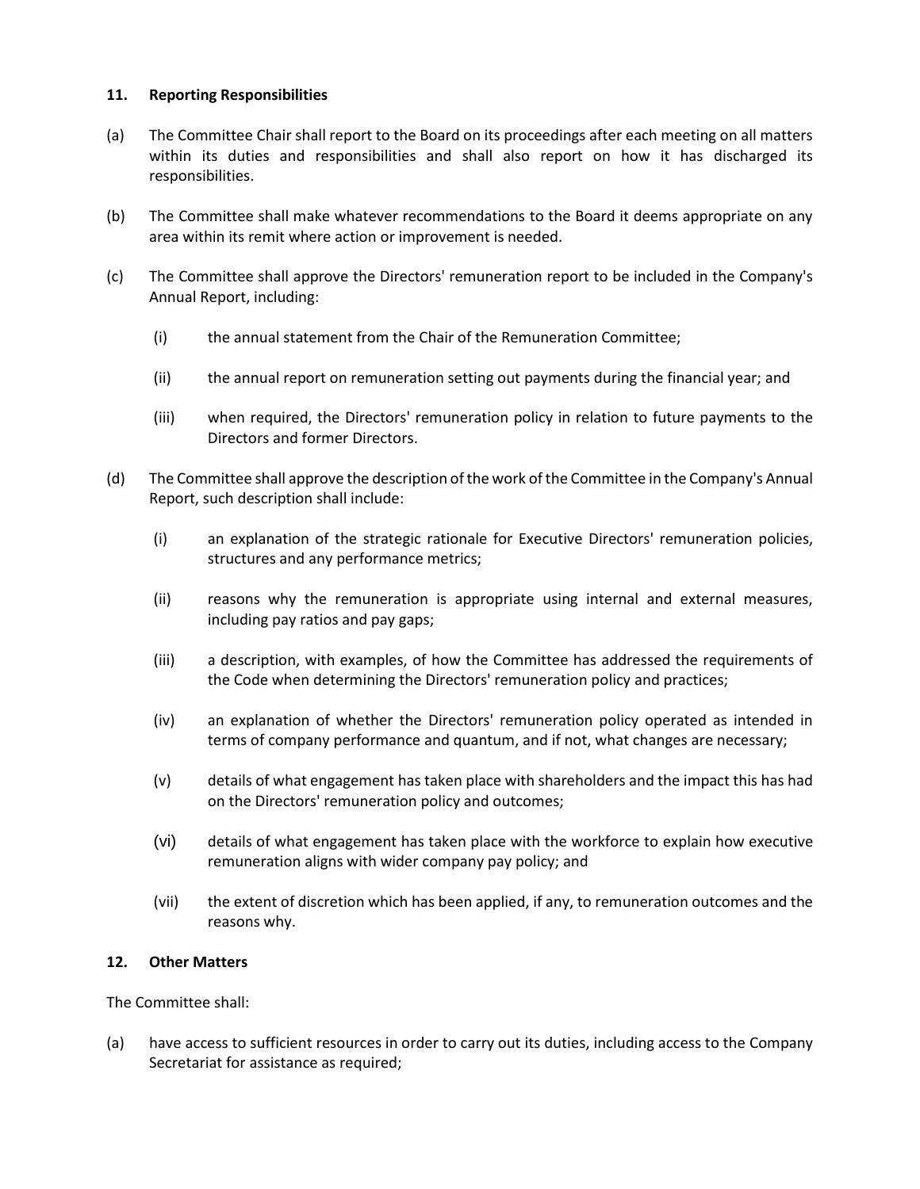## 11. Reporting Responsibilities

(a) The Committee Chair shall report to the Board on its proceedings after each meeting on all matters within its duties and responsibilities and shall also report on how it has discharged its responsibilities.

(b) The Committee shall make whatever recommendations to the Board it deems appropriate on any area within its remit where action or improvement is needed.

(c) The Committee shall approve the Directors' remuneration report to be included in the Company's Annual Report, including:

  (i) the annual statement from the Chair of the Remuneration Committee;

  (ii) the annual report on remuneration setting out payments during the financial year; and

  (iii) when required, the Directors' remuneration policy in relation to future payments to the Directors and former Directors.

(d) The Committee shall approve the description of the work of the Committee in the Company's Annual Report, such description shall include:

  (i) an explanation of the strategic rationale for Executive Directors' remuneration policies, structures and any performance metrics;

  (ii) reasons why the remuneration is appropriate using internal and external measures, including pay ratios and pay gaps;

  (iii) a description, with examples, of how the Committee has addressed the requirements of the Code when determining the Directors' remuneration policy and practices;

  (iv) an explanation of whether the Directors' remuneration policy operated as intended in terms of company performance and quantum, and if not, what changes are necessary;

  (v) details of what engagement has taken place with shareholders and the impact this has had on the Directors' remuneration policy and outcomes;

  (vi) details of what engagement has taken place with the workforce to explain how executive remuneration aligns with wider company pay policy; and

  (vii) the extent of discretion which has been applied, if any, to remuneration outcomes and the reasons why.

## 12. Other Matters

The Committee shall:

(a) have access to sufficient resources in order to carry out its duties, including access to the Company Secretariat for assistance as required;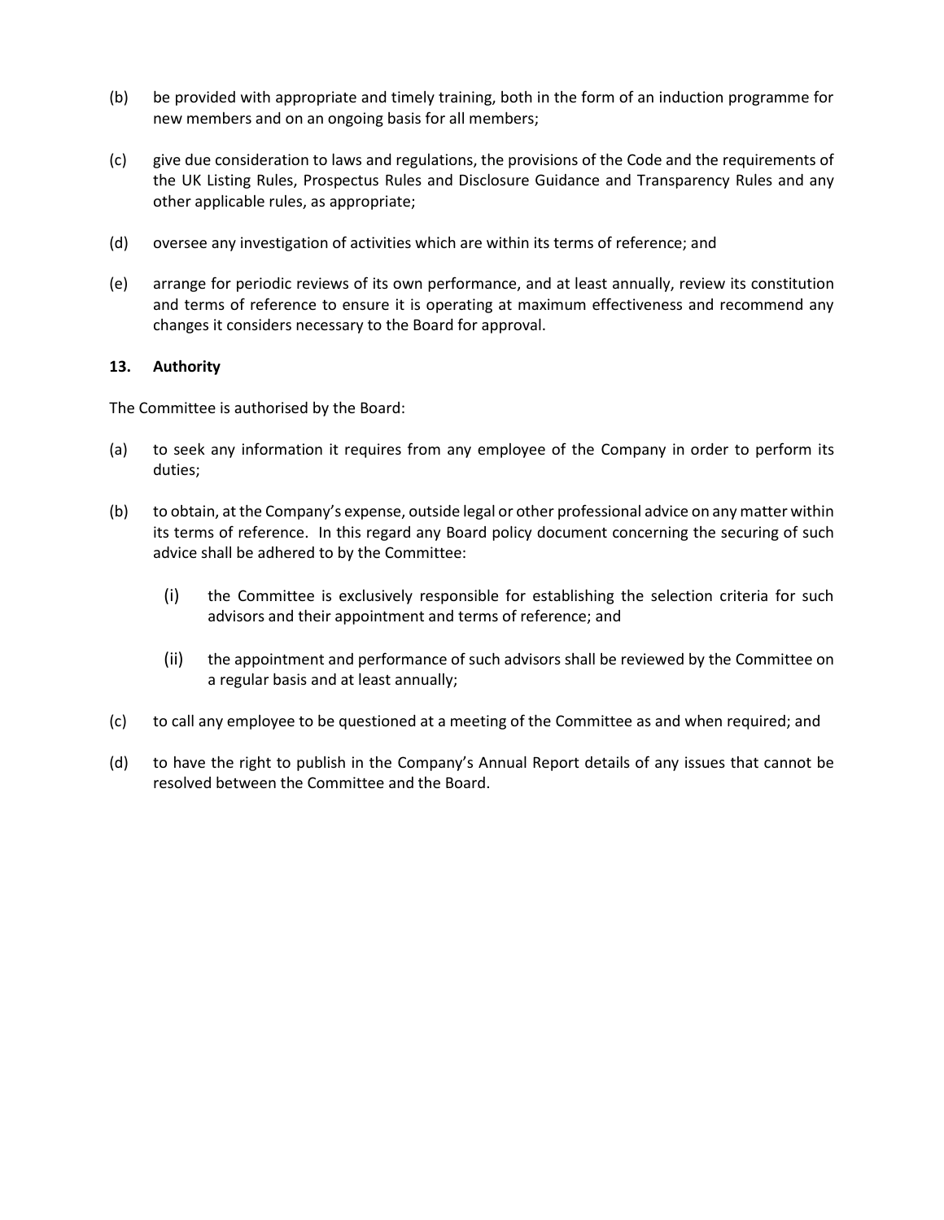(b) be provided with appropriate and timely training, both in the form of an induction programme for new members and on an ongoing basis for all members;

(c) give due consideration to laws and regulations, the provisions of the Code and the requirements of the UK Listing Rules, Prospectus Rules and Disclosure Guidance and Transparency Rules and any other applicable rules, as appropriate;

(d) oversee any investigation of activities which are within its terms of reference; and

(e) arrange for periodic reviews of its own performance, and at least annually, review its constitution and terms of reference to ensure it is operating at maximum effectiveness and recommend any changes it considers necessary to the Board for approval.

**13. Authority**

The Committee is authorised by the Board:

(a) to seek any information it requires from any employee of the Company in order to perform its duties;

(b) to obtain, at the Company's expense, outside legal or other professional advice on any matter within its terms of reference. In this regard any Board policy document concerning the securing of such advice shall be adhered to by the Committee:

 (i) the Committee is exclusively responsible for establishing the selection criteria for such advisors and their appointment and terms of reference; and

 (ii) the appointment and performance of such advisors shall be reviewed by the Committee on a regular basis and at least annually;

(c) to call any employee to be questioned at a meeting of the Committee as and when required; and

(d) to have the right to publish in the Company's Annual Report details of any issues that cannot be resolved between the Committee and the Board.